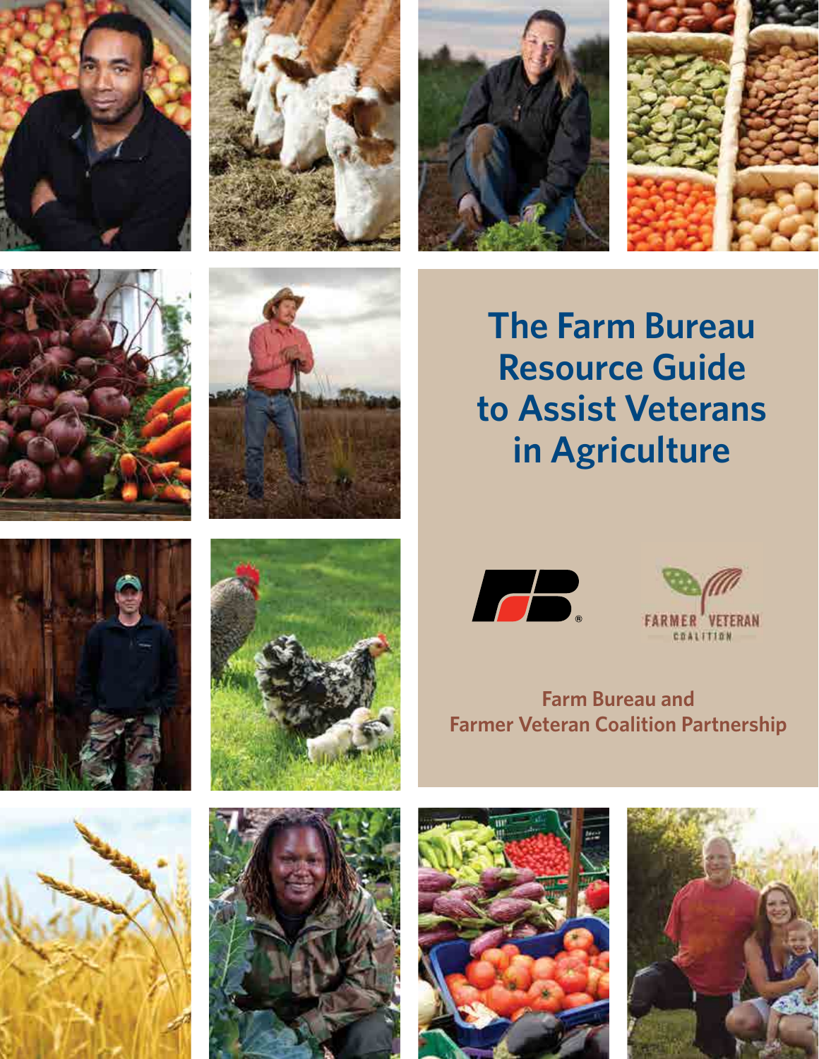# The Farm Bureau Resource Guide to Assist Veterans in Agriculture

FARMER VETERAN COALITION

**Farm Bureau and Farmer Veteran Coalition Partnership**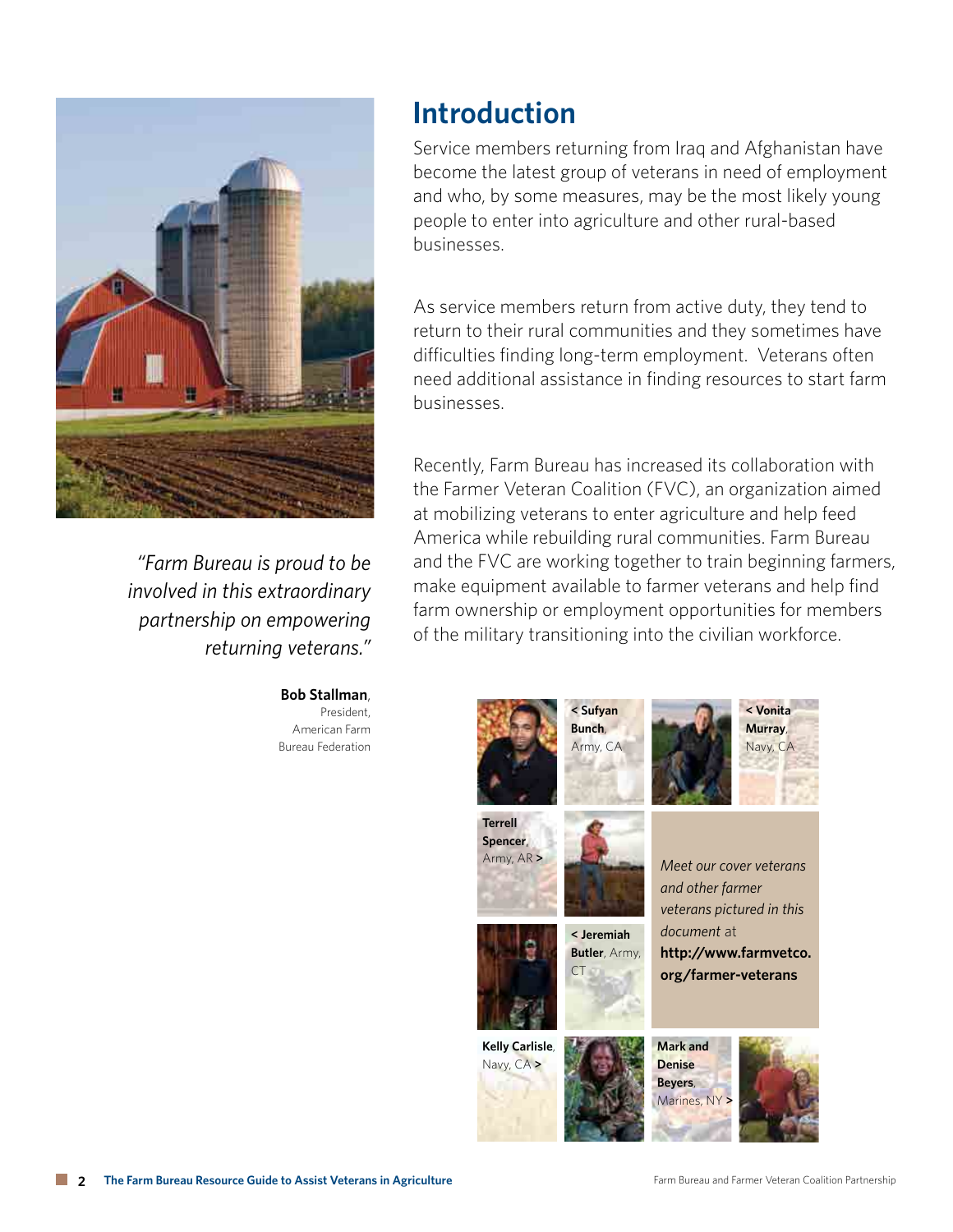# Introduction

Service members returning from Iraq and Afghanistan have become the latest group of veterans in need of employment and who, by some measures, may be the most likely young people to enter into agriculture and other rural-based businesses.

As service members return from active duty, they tend to return to their rural communities and they sometimes have difficulties finding long-term employment. Veterans often need additional assistance in finding resources to start farm businesses.

Recently, Farm Bureau has increased its collaboration with the Farmer Veteran Coalition (FVC), an organization aimed at mobilizing veterans to enter agriculture and help feed America while rebuilding rural communities. Farm Bureau and the FVC are working together to train beginning farmers, make equipment available to farmer veterans and help find farm ownership or employment opportunities for members of the military transitioning into the civilian workforce.

*"Farm Bureau is proud to be involved in this extraordinary partnership on empowering returning veterans."*

**Bob Stallman**, President, American Farm Bureau Federation

< **Sufyan Bunch**, Army, CA

< **Vonita Murray**, Navy, CA

**Terrell Spencer**, Army, AR >

< **Jeremiah Butler**, Army, CT

**Kelly Carlisle**, Navy, CA >

**Mark and Denise Beyers**, Marines, NY >

*Meet our cover veterans and other farmer veterans pictured in this document* at **http://www.farmvetco.org/farmer-veterans**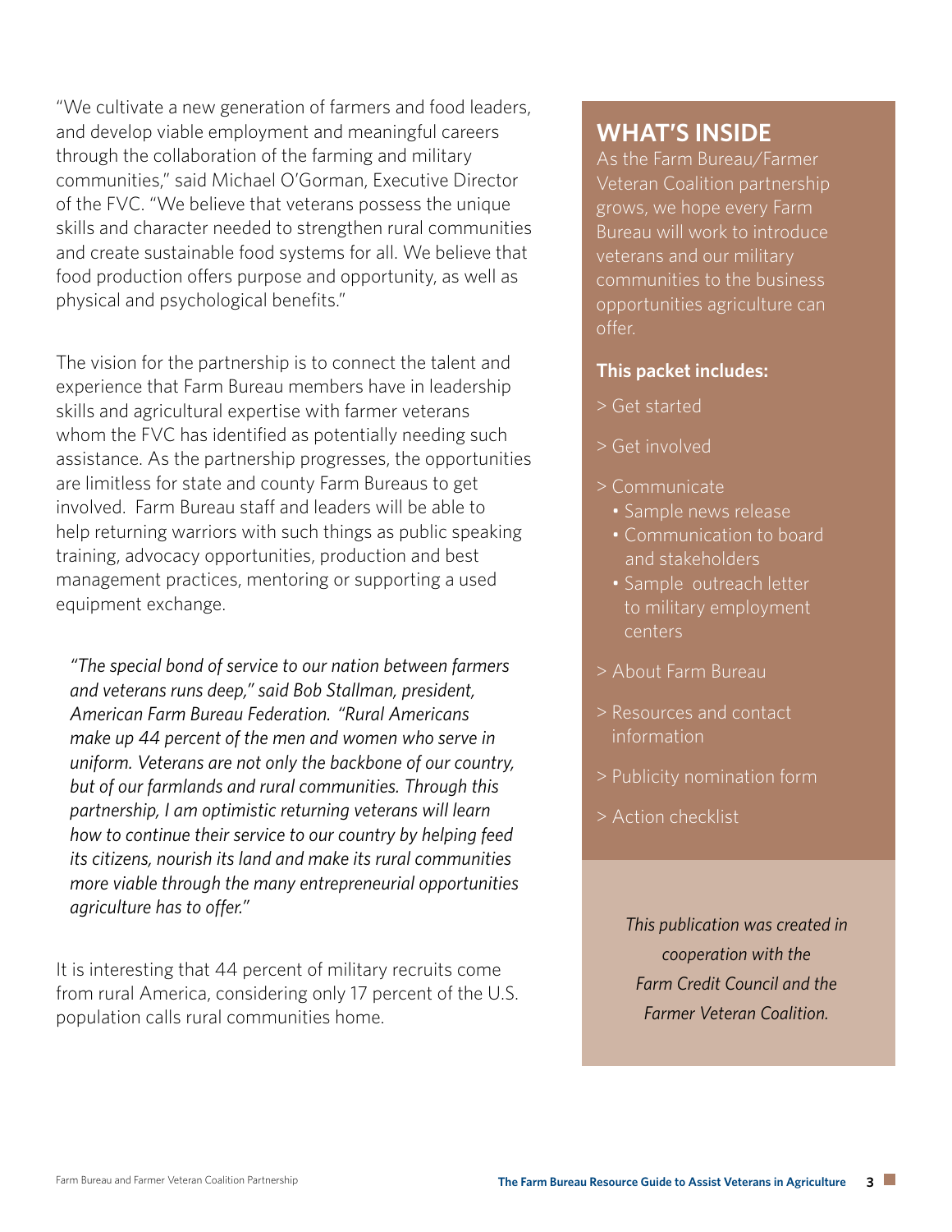"We cultivate a new generation of farmers and food leaders, and develop viable employment and meaningful careers through the collaboration of the farming and military communities," said Michael O'Gorman, Executive Director of the FVC. "We believe that veterans possess the unique skills and character needed to strengthen rural communities and create sustainable food systems for all. We believe that food production offers purpose and opportunity, as well as physical and psychological benefits."

The vision for the partnership is to connect the talent and experience that Farm Bureau members have in leadership skills and agricultural expertise with farmer veterans whom the FVC has identified as potentially needing such assistance. As the partnership progresses, the opportunities are limitless for state and county Farm Bureaus to get involved. Farm Bureau staff and leaders will be able to help returning warriors with such things as public speaking training, advocacy opportunities, production and best management practices, mentoring or supporting a used equipment exchange.

*"The special bond of service to our nation between farmers and veterans runs deep," said Bob Stallman, president, American Farm Bureau Federation. "Rural Americans make up 44 percent of the men and women who serve in uniform. Veterans are not only the backbone of our country, but of our farmlands and rural communities. Through this partnership, I am optimistic returning veterans will learn how to continue their service to our country by helping feed its citizens, nourish its land and make its rural communities more viable through the many entrepreneurial opportunities agriculture has to offer."*

It is interesting that 44 percent of military recruits come from rural America, considering only 17 percent of the U.S. population calls rural communities home.

## WHAT'S INSIDE

As the Farm Bureau/Farmer Veteran Coalition partnership grows, we hope every Farm Bureau will work to introduce veterans and our military communities to the business opportunities agriculture can offer.

**This packet includes:**

> Get started

> Get involved

> Communicate
- Sample news release
- Communication to board and stakeholders
- Sample outreach letter to military employment centers

> About Farm Bureau

> Resources and contact information

> Publicity nomination form

> Action checklist

*This publication was created in cooperation with the Farm Credit Council and the Farmer Veteran Coalition.*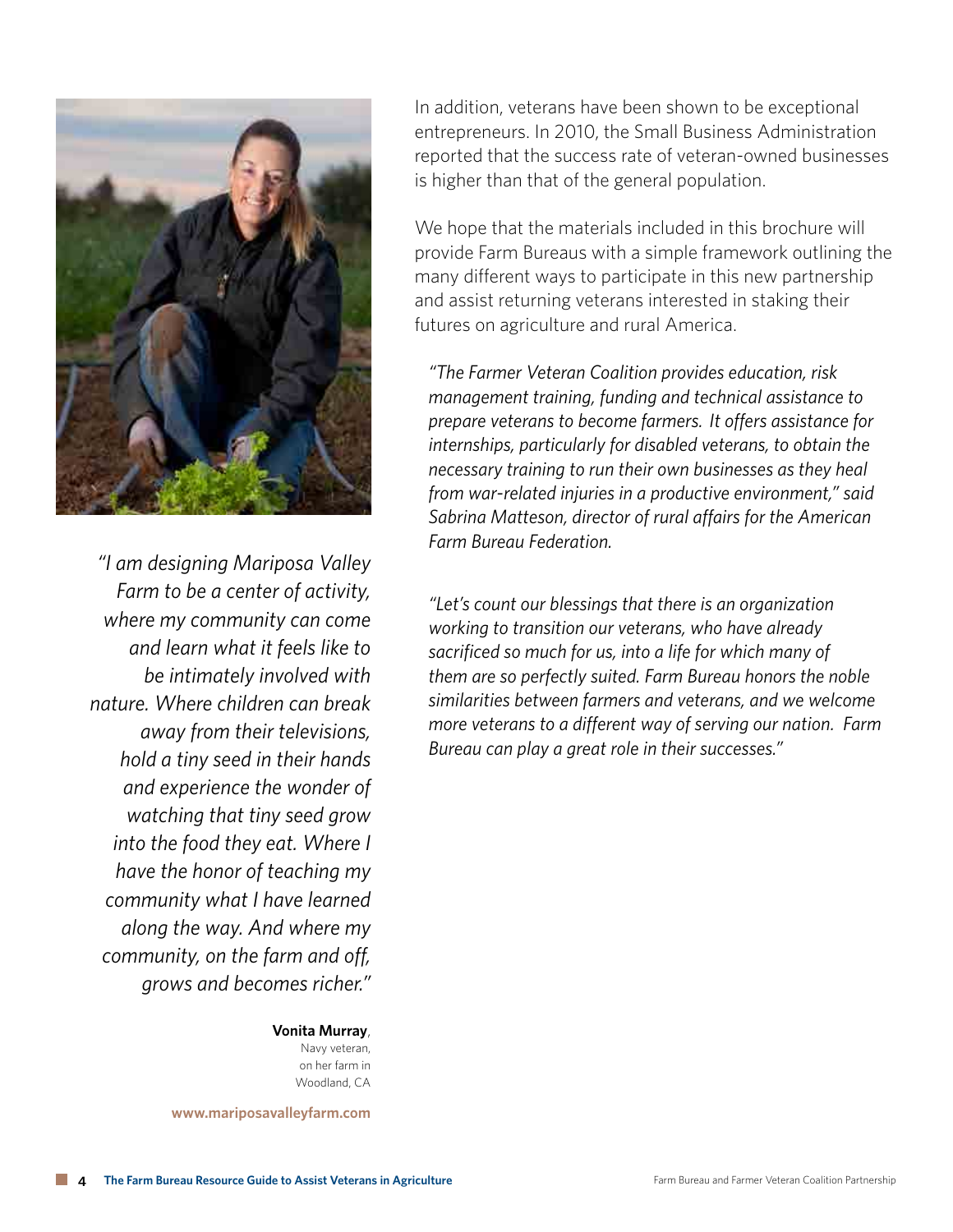*"I am designing Mariposa Valley Farm to be a center of activity, where my community can come and learn what it feels like to be intimately involved with nature. Where children can break away from their televisions, hold a tiny seed in their hands and experience the wonder of watching that tiny seed grow into the food they eat. Where I have the honor of teaching my community what I have learned along the way. And where my community, on the farm and off, grows and becomes richer."*

**Vonita Murray**,
Navy veteran,
on her farm in
Woodland, CA

**www.mariposavalleyfarm.com**

In addition, veterans have been shown to be exceptional entrepreneurs. In 2010, the Small Business Administration reported that the success rate of veteran-owned businesses is higher than that of the general population.

We hope that the materials included in this brochure will provide Farm Bureaus with a simple framework outlining the many different ways to participate in this new partnership and assist returning veterans interested in staking their futures on agriculture and rural America.

*"The Farmer Veteran Coalition provides education, risk management training, funding and technical assistance to prepare veterans to become farmers. It offers assistance for internships, particularly for disabled veterans, to obtain the necessary training to run their own businesses as they heal from war-related injuries in a productive environment," said Sabrina Matteson, director of rural affairs for the American Farm Bureau Federation.*

*"Let's count our blessings that there is an organization working to transition our veterans, who have already sacrificed so much for us, into a life for which many of them are so perfectly suited. Farm Bureau honors the noble similarities between farmers and veterans, and we welcome more veterans to a different way of serving our nation. Farm Bureau can play a great role in their successes."*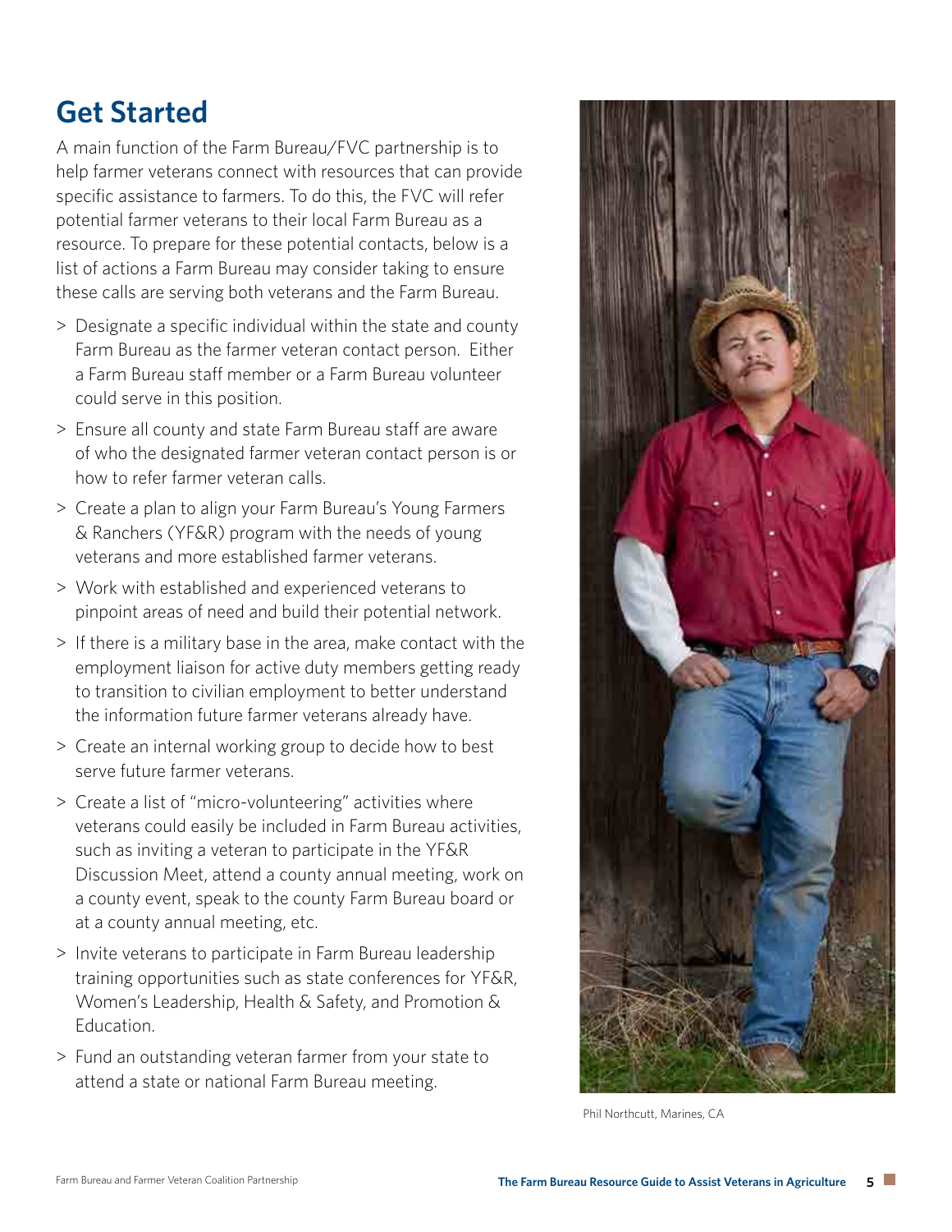## Get Started

A main function of the Farm Bureau/FVC partnership is to help farmer veterans connect with resources that can provide specific assistance to farmers. To do this, the FVC will refer potential farmer veterans to their local Farm Bureau as a resource. To prepare for these potential contacts, below is a list of actions a Farm Bureau may consider taking to ensure these calls are serving both veterans and the Farm Bureau.

- Designate a specific individual within the state and county Farm Bureau as the farmer veteran contact person. Either a Farm Bureau staff member or a Farm Bureau volunteer could serve in this position.
- Ensure all county and state Farm Bureau staff are aware of who the designated farmer veteran contact person is or how to refer farmer veteran calls.
- Create a plan to align your Farm Bureau's Young Farmers & Ranchers (YF&R) program with the needs of young veterans and more established farmer veterans.
- Work with established and experienced veterans to pinpoint areas of need and build their potential network.
- If there is a military base in the area, make contact with the employment liaison for active duty members getting ready to transition to civilian employment to better understand the information future farmer veterans already have.
- Create an internal working group to decide how to best serve future farmer veterans.
- Create a list of "micro-volunteering" activities where veterans could easily be included in Farm Bureau activities, such as inviting a veteran to participate in the YF&R Discussion Meet, attend a county annual meeting, work on a county event, speak to the county Farm Bureau board or at a county annual meeting, etc.
- Invite veterans to participate in Farm Bureau leadership training opportunities such as state conferences for YF&R, Women's Leadership, Health & Safety, and Promotion & Education.
- Fund an outstanding veteran farmer from your state to attend a state or national Farm Bureau meeting.

Phil Northcutt, Marines, CA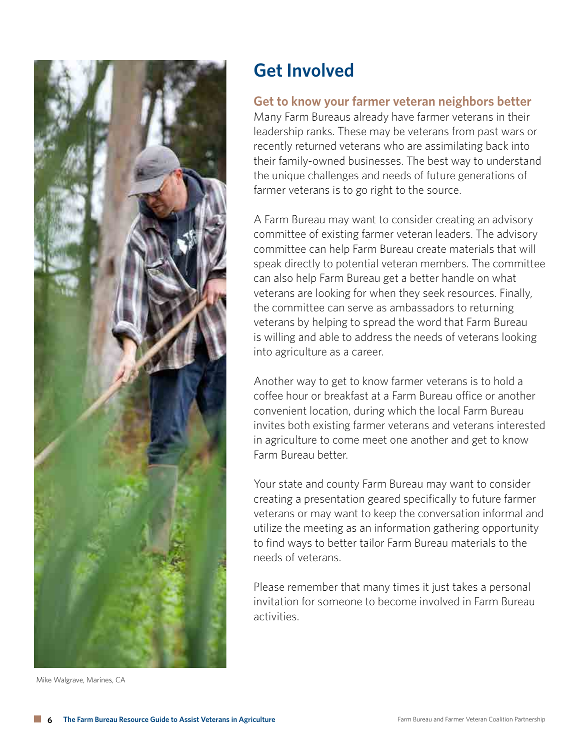Mike Walgrave, Marines, CA

# Get Involved

## Get to know your farmer veteran neighbors better

Many Farm Bureaus already have farmer veterans in their leadership ranks. These may be veterans from past wars or recently returned veterans who are assimilating back into their family-owned businesses. The best way to understand the unique challenges and needs of future generations of farmer veterans is to go right to the source.

A Farm Bureau may want to consider creating an advisory committee of existing farmer veteran leaders. The advisory committee can help Farm Bureau create materials that will speak directly to potential veteran members. The committee can also help Farm Bureau get a better handle on what veterans are looking for when they seek resources. Finally, the committee can serve as ambassadors to returning veterans by helping to spread the word that Farm Bureau is willing and able to address the needs of veterans looking into agriculture as a career.

Another way to get to know farmer veterans is to hold a coffee hour or breakfast at a Farm Bureau office or another convenient location, during which the local Farm Bureau invites both existing farmer veterans and veterans interested in agriculture to come meet one another and get to know Farm Bureau better.

Your state and county Farm Bureau may want to consider creating a presentation geared specifically to future farmer veterans or may want to keep the conversation informal and utilize the meeting as an information gathering opportunity to find ways to better tailor Farm Bureau materials to the needs of veterans.

Please remember that many times it just takes a personal invitation for someone to become involved in Farm Bureau activities.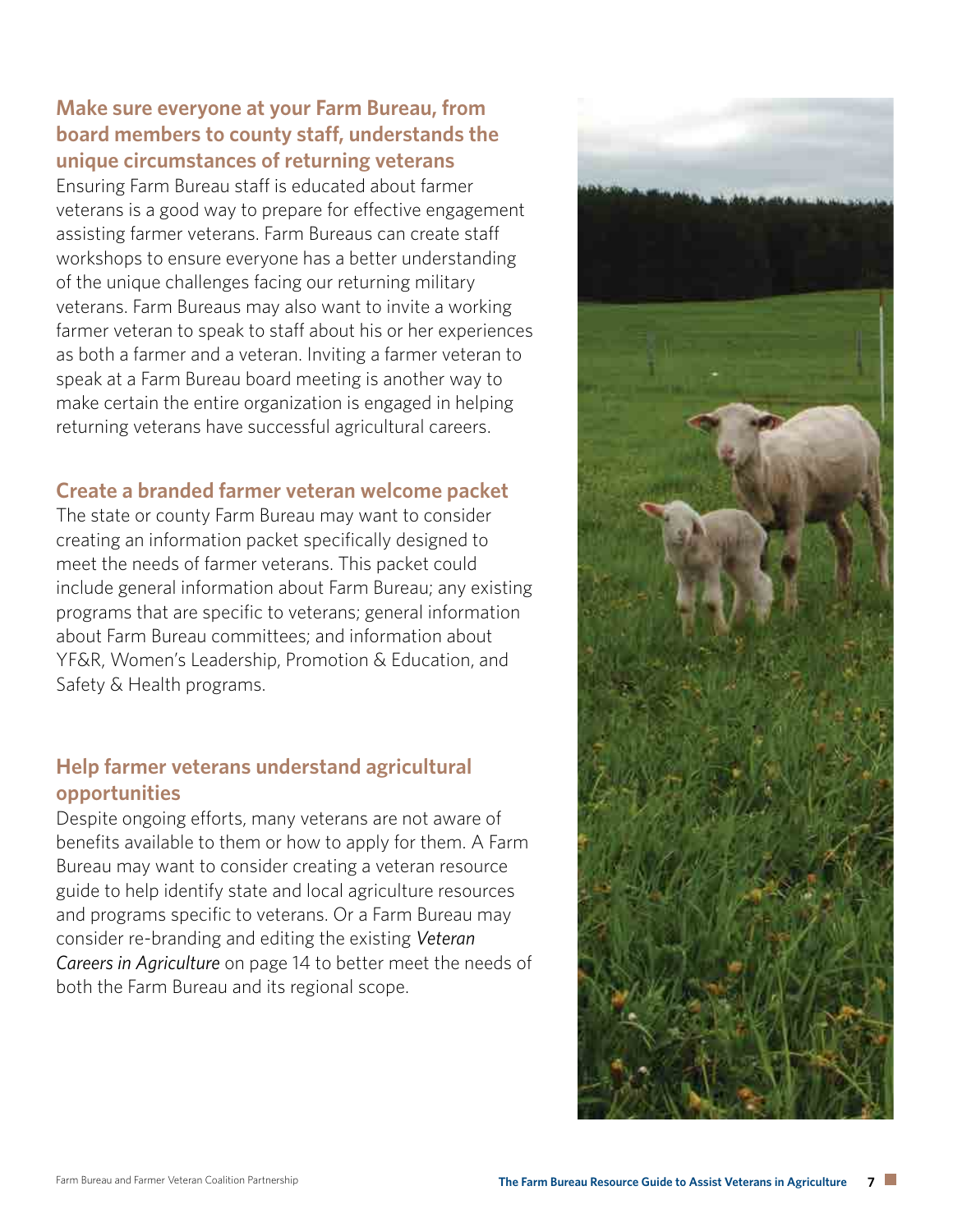## Make sure everyone at your Farm Bureau, from board members to county staff, understands the unique circumstances of returning veterans

Ensuring Farm Bureau staff is educated about farmer veterans is a good way to prepare for effective engagement assisting farmer veterans. Farm Bureaus can create staff workshops to ensure everyone has a better understanding of the unique challenges facing our returning military veterans. Farm Bureaus may also want to invite a working farmer veteran to speak to staff about his or her experiences as both a farmer and a veteran. Inviting a farmer veteran to speak at a Farm Bureau board meeting is another way to make certain the entire organization is engaged in helping returning veterans have successful agricultural careers.

## Create a branded farmer veteran welcome packet

The state or county Farm Bureau may want to consider creating an information packet specifically designed to meet the needs of farmer veterans. This packet could include general information about Farm Bureau; any existing programs that are specific to veterans; general information about Farm Bureau committees; and information about YF&R, Women's Leadership, Promotion & Education, and Safety & Health programs.

## Help farmer veterans understand agricultural opportunities

Despite ongoing efforts, many veterans are not aware of benefits available to them or how to apply for them. A Farm Bureau may want to consider creating a veteran resource guide to help identify state and local agriculture resources and programs specific to veterans. Or a Farm Bureau may consider re-branding and editing the existing *Veteran Careers in Agriculture* on page 14 to better meet the needs of both the Farm Bureau and its regional scope.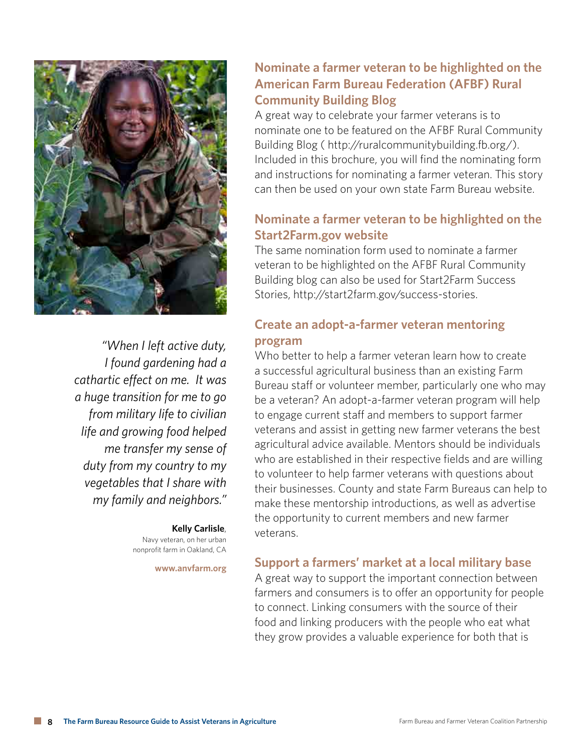*"When I left active duty, I found gardening had a cathartic effect on me. It was a huge transition for me to go from military life to civilian life and growing food helped me transfer my sense of duty from my country to my vegetables that I share with my family and neighbors."*

**Kelly Carlisle**, Navy veteran, on her urban nonprofit farm in Oakland, CA

**www.anvfarm.org**

## Nominate a farmer veteran to be highlighted on the American Farm Bureau Federation (AFBF) Rural Community Building Blog

A great way to celebrate your farmer veterans is to nominate one to be featured on the AFBF Rural Community Building Blog ( http://ruralcommunitybuilding.fb.org/). Included in this brochure, you will find the nominating form and instructions for nominating a farmer veteran. This story can then be used on your own state Farm Bureau website.

## Nominate a farmer veteran to be highlighted on the Start2Farm.gov website

The same nomination form used to nominate a farmer veteran to be highlighted on the AFBF Rural Community Building blog can also be used for Start2Farm Success Stories, http://start2farm.gov/success-stories.

## Create an adopt-a-farmer veteran mentoring program

Who better to help a farmer veteran learn how to create a successful agricultural business than an existing Farm Bureau staff or volunteer member, particularly one who may be a veteran? An adopt-a-farmer veteran program will help to engage current staff and members to support farmer veterans and assist in getting new farmer veterans the best agricultural advice available. Mentors should be individuals who are established in their respective fields and are willing to volunteer to help farmer veterans with questions about their businesses. County and state Farm Bureaus can help to make these mentorship introductions, as well as advertise the opportunity to current members and new farmer veterans.

## Support a farmers' market at a local military base

A great way to support the important connection between farmers and consumers is to offer an opportunity for people to connect. Linking consumers with the source of their food and linking producers with the people who eat what they grow provides a valuable experience for both that is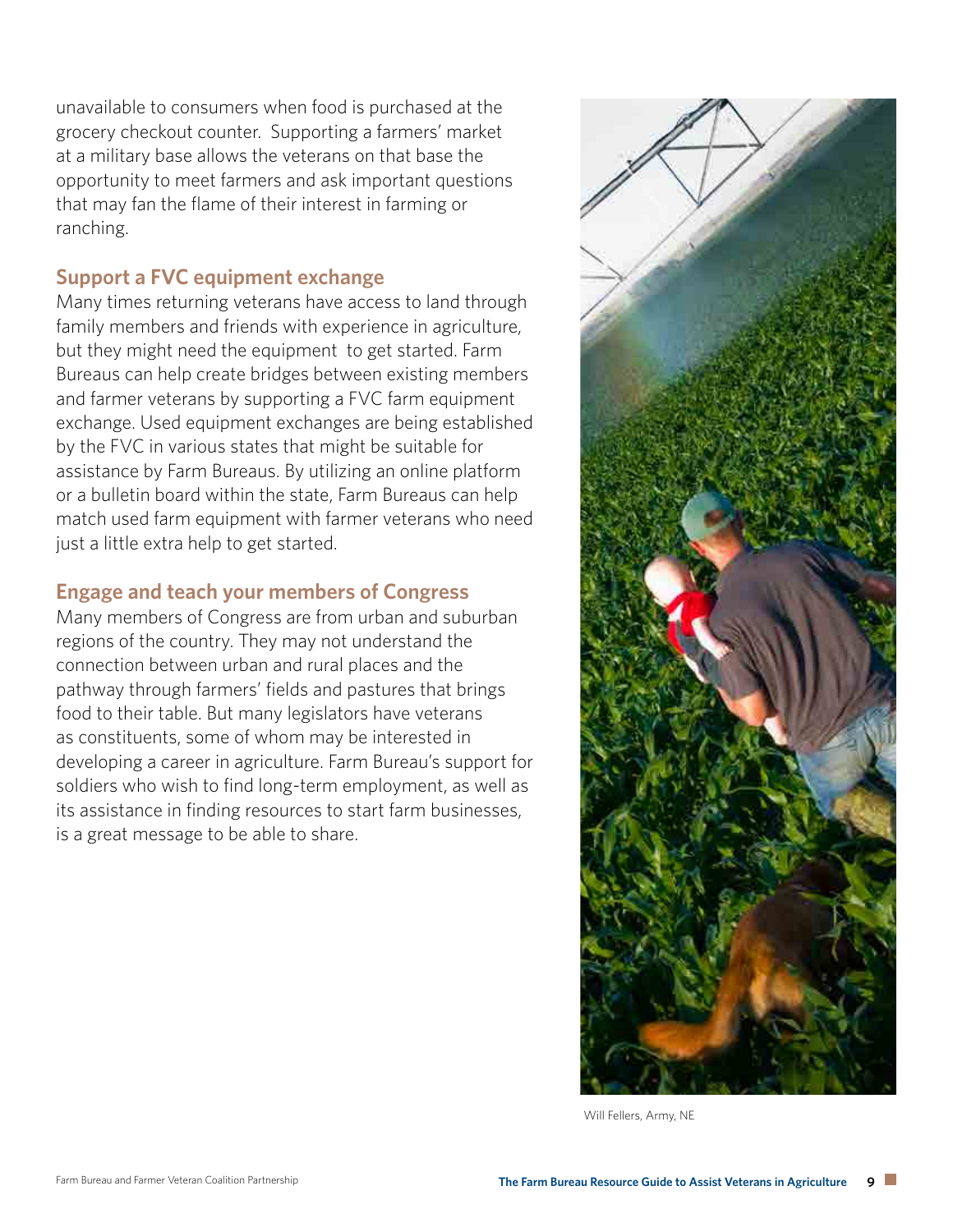unavailable to consumers when food is purchased at the grocery checkout counter. Supporting a farmers' market at a military base allows the veterans on that base the opportunity to meet farmers and ask important questions that may fan the flame of their interest in farming or ranching.

### Support a FVC equipment exchange

Many times returning veterans have access to land through family members and friends with experience in agriculture, but they might need the equipment to get started. Farm Bureaus can help create bridges between existing members and farmer veterans by supporting a FVC farm equipment exchange. Used equipment exchanges are being established by the FVC in various states that might be suitable for assistance by Farm Bureaus. By utilizing an online platform or a bulletin board within the state, Farm Bureaus can help match used farm equipment with farmer veterans who need just a little extra help to get started.

### Engage and teach your members of Congress

Many members of Congress are from urban and suburban regions of the country. They may not understand the connection between urban and rural places and the pathway through farmers' fields and pastures that brings food to their table. But many legislators have veterans as constituents, some of whom may be interested in developing a career in agriculture. Farm Bureau's support for soldiers who wish to find long-term employment, as well as its assistance in finding resources to start farm businesses, is a great message to be able to share.

Will Fellers, Army, NE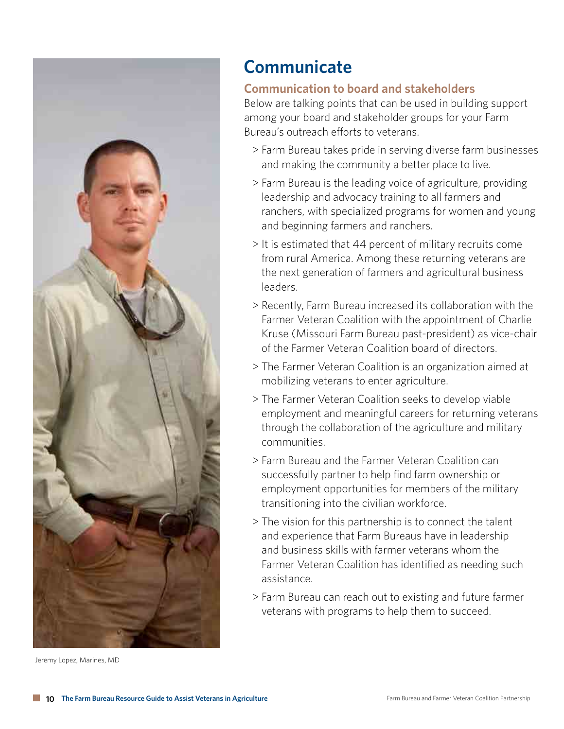# Communicate

## Communication to board and stakeholders

Below are talking points that can be used in building support among your board and stakeholder groups for your Farm Bureau's outreach efforts to veterans.

- Farm Bureau takes pride in serving diverse farm businesses and making the community a better place to live.
- Farm Bureau is the leading voice of agriculture, providing leadership and advocacy training to all farmers and ranchers, with specialized programs for women and young and beginning farmers and ranchers.
- It is estimated that 44 percent of military recruits come from rural America. Among these returning veterans are the next generation of farmers and agricultural business leaders.
- Recently, Farm Bureau increased its collaboration with the Farmer Veteran Coalition with the appointment of Charlie Kruse (Missouri Farm Bureau past-president) as vice-chair of the Farmer Veteran Coalition board of directors.
- The Farmer Veteran Coalition is an organization aimed at mobilizing veterans to enter agriculture.
- The Farmer Veteran Coalition seeks to develop viable employment and meaningful careers for returning veterans through the collaboration of the agriculture and military communities.
- Farm Bureau and the Farmer Veteran Coalition can successfully partner to help find farm ownership or employment opportunities for members of the military transitioning into the civilian workforce.
- The vision for this partnership is to connect the talent and experience that Farm Bureaus have in leadership and business skills with farmer veterans whom the Farmer Veteran Coalition has identified as needing such assistance.
- Farm Bureau can reach out to existing and future farmer veterans with programs to help them to succeed.

Jeremy Lopez, Marines, MD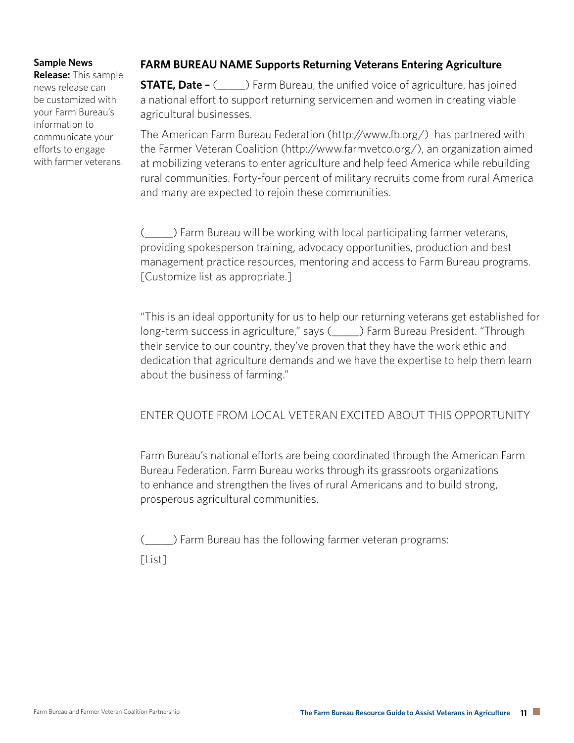**Sample News Release:** This sample news release can be customized with your Farm Bureau's information to communicate your efforts to engage with farmer veterans.

## FARM BUREAU NAME Supports Returning Veterans Entering Agriculture

**STATE, Date –** (_____) Farm Bureau, the unified voice of agriculture, has joined a national effort to support returning servicemen and women in creating viable agricultural businesses.

The American Farm Bureau Federation (http://www.fb.org/) has partnered with the Farmer Veteran Coalition (http://www.farmvetco.org/), an organization aimed at mobilizing veterans to enter agriculture and help feed America while rebuilding rural communities. Forty-four percent of military recruits come from rural America and many are expected to rejoin these communities.

(_____) Farm Bureau will be working with local participating farmer veterans, providing spokesperson training, advocacy opportunities, production and best management practice resources, mentoring and access to Farm Bureau programs. [Customize list as appropriate.]

"This is an ideal opportunity for us to help our returning veterans get established for long-term success in agriculture," says (_____) Farm Bureau President. "Through their service to our country, they've proven that they have the work ethic and dedication that agriculture demands and we have the expertise to help them learn about the business of farming."

ENTER QUOTE FROM LOCAL VETERAN EXCITED ABOUT THIS OPPORTUNITY

Farm Bureau's national efforts are being coordinated through the American Farm Bureau Federation. Farm Bureau works through its grassroots organizations to enhance and strengthen the lives of rural Americans and to build strong, prosperous agricultural communities.

(_____) Farm Bureau has the following farmer veteran programs:

[List]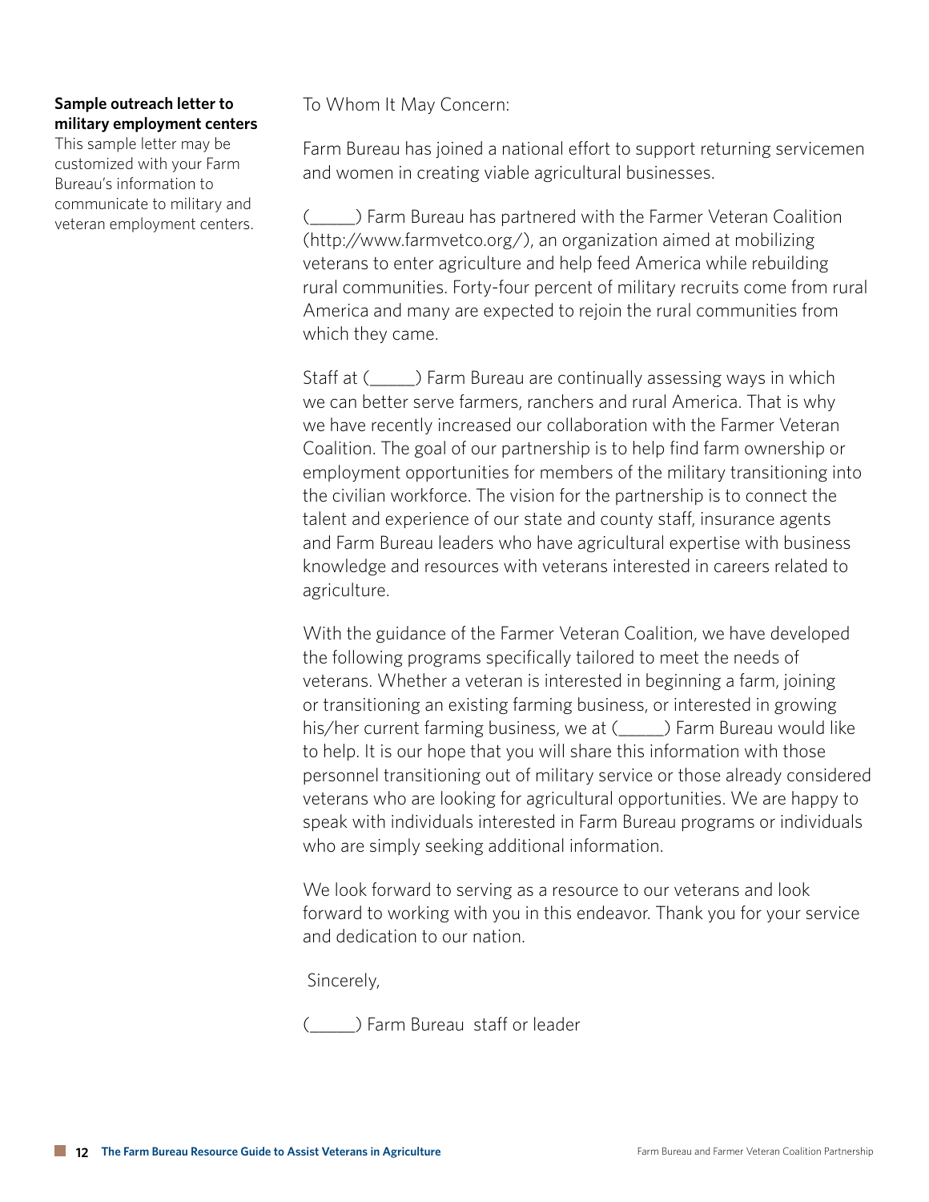**Sample outreach letter to military employment centers**

This sample letter may be customized with your Farm Bureau's information to communicate to military and veteran employment centers.

To Whom It May Concern:

Farm Bureau has joined a national effort to support returning servicemen and women in creating viable agricultural businesses.

(_____) Farm Bureau has partnered with the Farmer Veteran Coalition (http://www.farmvetco.org/), an organization aimed at mobilizing veterans to enter agriculture and help feed America while rebuilding rural communities. Forty-four percent of military recruits come from rural America and many are expected to rejoin the rural communities from which they came.

Staff at (_____) Farm Bureau are continually assessing ways in which we can better serve farmers, ranchers and rural America. That is why we have recently increased our collaboration with the Farmer Veteran Coalition. The goal of our partnership is to help find farm ownership or employment opportunities for members of the military transitioning into the civilian workforce. The vision for the partnership is to connect the talent and experience of our state and county staff, insurance agents and Farm Bureau leaders who have agricultural expertise with business knowledge and resources with veterans interested in careers related to agriculture.

With the guidance of the Farmer Veteran Coalition, we have developed the following programs specifically tailored to meet the needs of veterans. Whether a veteran is interested in beginning a farm, joining or transitioning an existing farming business, or interested in growing his/her current farming business, we at (_____) Farm Bureau would like to help. It is our hope that you will share this information with those personnel transitioning out of military service or those already considered veterans who are looking for agricultural opportunities. We are happy to speak with individuals interested in Farm Bureau programs or individuals who are simply seeking additional information.

We look forward to serving as a resource to our veterans and look forward to working with you in this endeavor. Thank you for your service and dedication to our nation.

Sincerely,

(_____) Farm Bureau staff or leader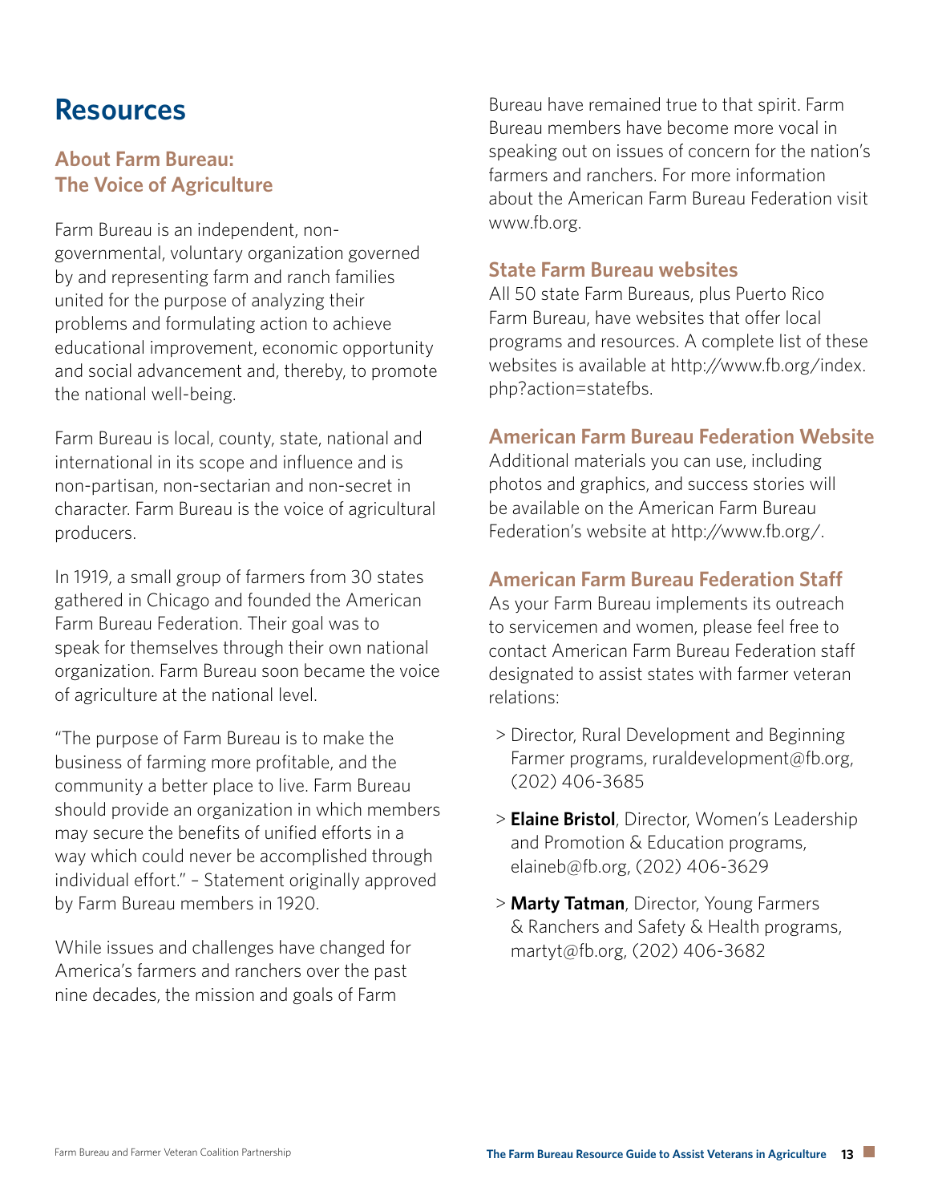# Resources

## About Farm Bureau: The Voice of Agriculture

Farm Bureau is an independent, non-governmental, voluntary organization governed by and representing farm and ranch families united for the purpose of analyzing their problems and formulating action to achieve educational improvement, economic opportunity and social advancement and, thereby, to promote the national well-being.

Farm Bureau is local, county, state, national and international in its scope and influence and is non-partisan, non-sectarian and non-secret in character. Farm Bureau is the voice of agricultural producers.

In 1919, a small group of farmers from 30 states gathered in Chicago and founded the American Farm Bureau Federation. Their goal was to speak for themselves through their own national organization. Farm Bureau soon became the voice of agriculture at the national level.

"The purpose of Farm Bureau is to make the business of farming more profitable, and the community a better place to live. Farm Bureau should provide an organization in which members may secure the benefits of unified efforts in a way which could never be accomplished through individual effort." – Statement originally approved by Farm Bureau members in 1920.

While issues and challenges have changed for America's farmers and ranchers over the past nine decades, the mission and goals of Farm Bureau have remained true to that spirit. Farm Bureau members have become more vocal in speaking out on issues of concern for the nation's farmers and ranchers. For more information about the American Farm Bureau Federation visit www.fb.org.

## State Farm Bureau websites

All 50 state Farm Bureaus, plus Puerto Rico Farm Bureau, have websites that offer local programs and resources. A complete list of these websites is available at http://www.fb.org/index.php?action=statefbs.

## American Farm Bureau Federation Website

Additional materials you can use, including photos and graphics, and success stories will be available on the American Farm Bureau Federation's website at http://www.fb.org/.

## American Farm Bureau Federation Staff

As your Farm Bureau implements its outreach to servicemen and women, please feel free to contact American Farm Bureau Federation staff designated to assist states with farmer veteran relations:

- Director, Rural Development and Beginning Farmer programs, ruraldevelopment@fb.org, (202) 406-3685
- **Elaine Bristol**, Director, Women's Leadership and Promotion & Education programs, elaineb@fb.org, (202) 406-3629
- **Marty Tatman**, Director, Young Farmers & Ranchers and Safety & Health programs, martyt@fb.org, (202) 406-3682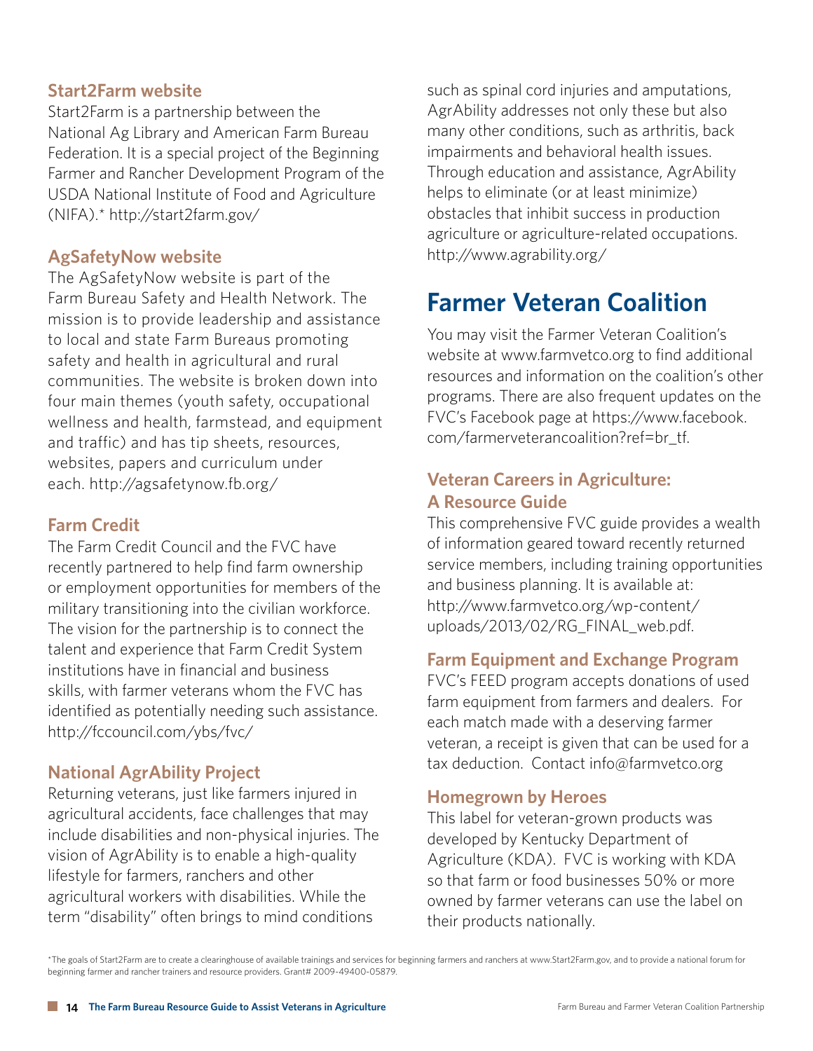### Start2Farm website

Start2Farm is a partnership between the National Ag Library and American Farm Bureau Federation. It is a special project of the Beginning Farmer and Rancher Development Program of the USDA National Institute of Food and Agriculture (NIFA).* http://start2farm.gov/

### AgSafetyNow website

The AgSafetyNow website is part of the Farm Bureau Safety and Health Network. The mission is to provide leadership and assistance to local and state Farm Bureaus promoting safety and health in agricultural and rural communities. The website is broken down into four main themes (youth safety, occupational wellness and health, farmstead, and equipment and traffic) and has tip sheets, resources, websites, papers and curriculum under each. http://agsafetynow.fb.org/

### Farm Credit

The Farm Credit Council and the FVC have recently partnered to help find farm ownership or employment opportunities for members of the military transitioning into the civilian workforce. The vision for the partnership is to connect the talent and experience that Farm Credit System institutions have in financial and business skills, with farmer veterans whom the FVC has identified as potentially needing such assistance. http://fccouncil.com/ybs/fvc/

### National AgrAbility Project

Returning veterans, just like farmers injured in agricultural accidents, face challenges that may include disabilities and non-physical injuries. The vision of AgrAbility is to enable a high-quality lifestyle for farmers, ranchers and other agricultural workers with disabilities. While the term "disability" often brings to mind conditions such as spinal cord injuries and amputations, AgrAbility addresses not only these but also many other conditions, such as arthritis, back impairments and behavioral health issues. Through education and assistance, AgrAbility helps to eliminate (or at least minimize) obstacles that inhibit success in production agriculture or agriculture-related occupations. http://www.agrability.org/

## Farmer Veteran Coalition

You may visit the Farmer Veteran Coalition's website at www.farmvetco.org to find additional resources and information on the coalition's other programs. There are also frequent updates on the FVC's Facebook page at https://www.facebook.com/farmerveterancoalition?ref=br_tf.

### Veteran Careers in Agriculture: A Resource Guide

This comprehensive FVC guide provides a wealth of information geared toward recently returned service members, including training opportunities and business planning. It is available at: http://www.farmvetco.org/wp-content/uploads/2013/02/RG_FINAL_web.pdf.

### Farm Equipment and Exchange Program

FVC's FEED program accepts donations of used farm equipment from farmers and dealers. For each match made with a deserving farmer veteran, a receipt is given that can be used for a tax deduction. Contact info@farmvetco.org

### Homegrown by Heroes

This label for veteran-grown products was developed by Kentucky Department of Agriculture (KDA). FVC is working with KDA so that farm or food businesses 50% or more owned by farmer veterans can use the label on their products nationally.

*The goals of Start2Farm are to create a clearinghouse of available trainings and services for beginning farmers and ranchers at www.Start2Farm.gov, and to provide a national forum for beginning farmer and rancher trainers and resource providers. Grant# 2009-49400-05879.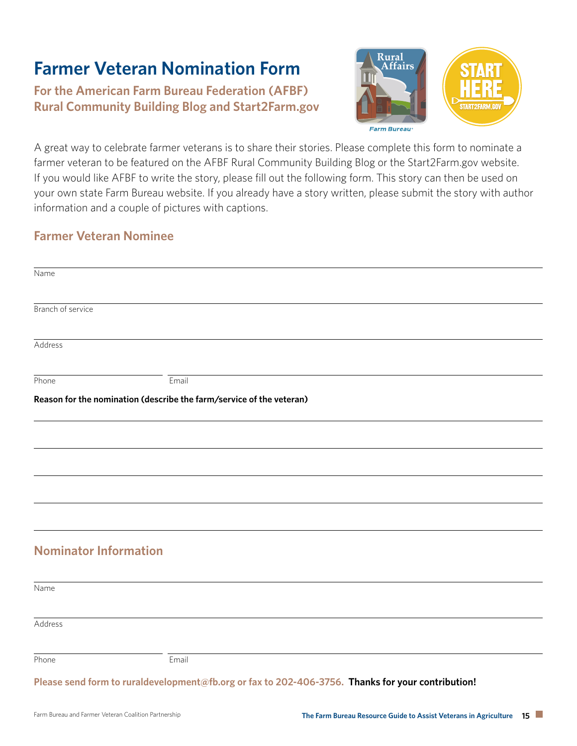# Farmer Veteran Nomination Form

**For the American Farm Bureau Federation (AFBF) Rural Community Building Blog and Start2Farm.gov**

A great way to celebrate farmer veterans is to share their stories. Please complete this form to nominate a farmer veteran to be featured on the AFBF Rural Community Building Blog or the Start2Farm.gov website. If you would like AFBF to write the story, please fill out the following form. This story can then be used on your own state Farm Bureau website. If you already have a story written, please submit the story with author information and a couple of pictures with captions.

## Farmer Veteran Nominee

Name

Branch of service

Address

Phone

Email

**Reason for the nomination (describe the farm/service of the veteran)**

## Nominator Information

Name

Address

Phone

Email

**Please send form to ruraldevelopment@fb.org or fax to 202-406-3756. Thanks for your contribution!**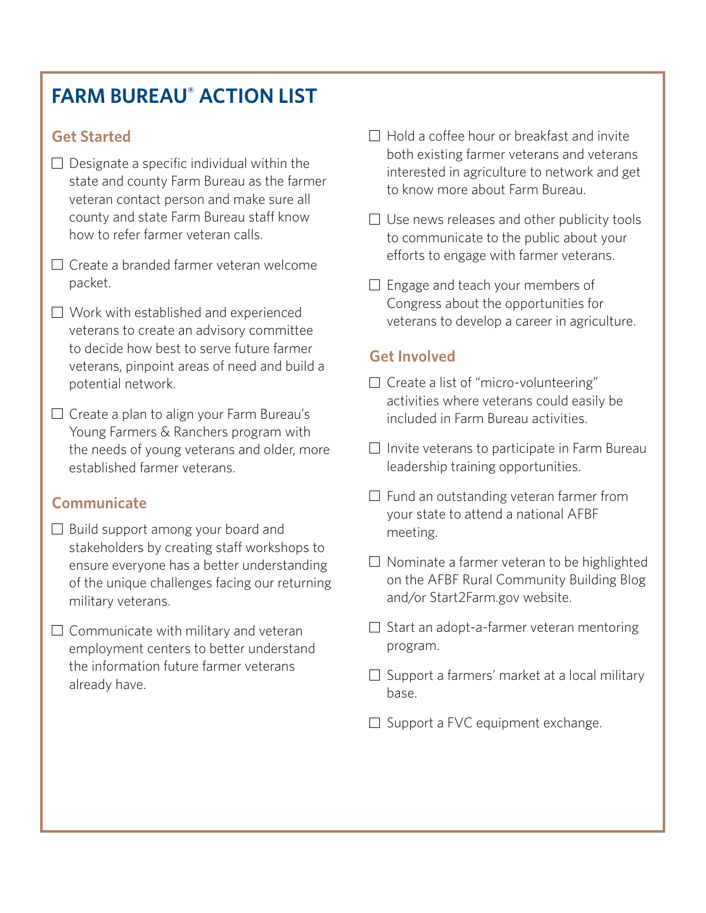## FARM BUREAU® ACTION LIST

### Get Started

- ☐ Designate a specific individual within the state and county Farm Bureau as the farmer veteran contact person and make sure all county and state Farm Bureau staff know how to refer farmer veteran calls.
- ☐ Create a branded farmer veteran welcome packet.
- ☐ Work with established and experienced veterans to create an advisory committee to decide how best to serve future farmer veterans, pinpoint areas of need and build a potential network.
- ☐ Create a plan to align your Farm Bureau's Young Farmers & Ranchers program with the needs of young veterans and older, more established farmer veterans.

### Communicate

- ☐ Build support among your board and stakeholders by creating staff workshops to ensure everyone has a better understanding of the unique challenges facing our returning military veterans.
- ☐ Communicate with military and veteran employment centers to better understand the information future farmer veterans already have.
- ☐ Hold a coffee hour or breakfast and invite both existing farmer veterans and veterans interested in agriculture to network and get to know more about Farm Bureau.
- ☐ Use news releases and other publicity tools to communicate to the public about your efforts to engage with farmer veterans.
- ☐ Engage and teach your members of Congress about the opportunities for veterans to develop a career in agriculture.

### Get Involved

- ☐ Create a list of "micro-volunteering" activities where veterans could easily be included in Farm Bureau activities.
- ☐ Invite veterans to participate in Farm Bureau leadership training opportunities.
- ☐ Fund an outstanding veteran farmer from your state to attend a national AFBF meeting.
- ☐ Nominate a farmer veteran to be highlighted on the AFBF Rural Community Building Blog and/or Start2Farm.gov website.
- ☐ Start an adopt-a-farmer veteran mentoring program.
- ☐ Support a farmers' market at a local military base.
- ☐ Support a FVC equipment exchange.